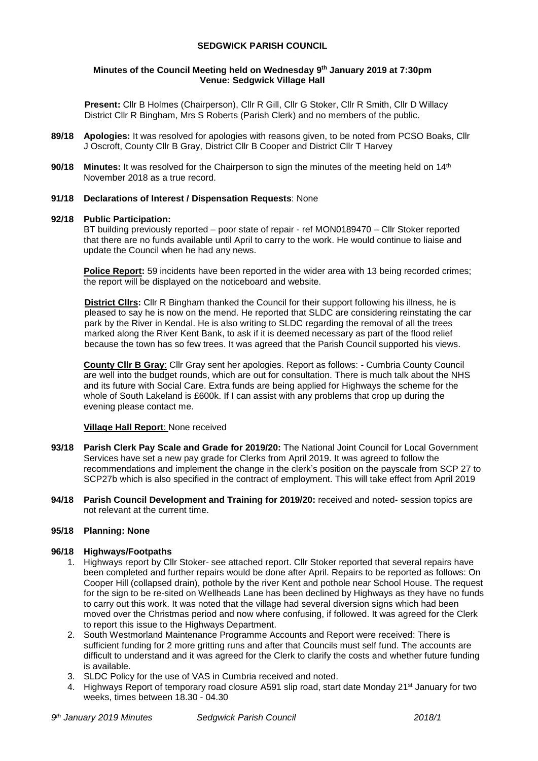# SEDGWICK PARISH COUNCIL

### Minutes of the Council Meeting held on Wednesday 9th January 2019 at 7:30pm
### Venue: Sedgwick Village Hall

**Present:** Cllr B Holmes (Chairperson), Cllr R Gill, Cllr G Stoker, Cllr R Smith, Cllr D Willacy District Cllr R Bingham, Mrs S Roberts (Parish Clerk) and no members of the public.

**89/18 Apologies:** It was resolved for apologies with reasons given, to be noted from PCSO Boaks, Cllr J Oscroft, County Cllr B Gray, District Cllr B Cooper and District Cllr T Harvey

**90/18 Minutes:** It was resolved for the Chairperson to sign the minutes of the meeting held on 14th November 2018 as a true record.

**91/18 Declarations of Interest / Dispensation Requests**: None

**92/18 Public Participation:**

BT building previously reported – poor state of repair - ref MON0189470 – Cllr Stoker reported that there are no funds available until April to carry to the work. He would continue to liaise and update the Council when he had any news.

**Police Report:** 59 incidents have been reported in the wider area with 13 being recorded crimes; the report will be displayed on the noticeboard and website.

**District Cllrs:** Cllr R Bingham thanked the Council for their support following his illness, he is pleased to say he is now on the mend. He reported that SLDC are considering reinstating the car park by the River in Kendal. He is also writing to SLDC regarding the removal of all the trees marked along the River Kent Bank, to ask if it is deemed necessary as part of the flood relief because the town has so few trees. It was agreed that the Parish Council supported his views.

**County Cllr B Gray**: Cllr Gray sent her apologies. Report as follows: - Cumbria County Council are well into the budget rounds, which are out for consultation. There is much talk about the NHS and its future with Social Care. Extra funds are being applied for Highways the scheme for the whole of South Lakeland is £600k. If I can assist with any problems that crop up during the evening please contact me.

**Village Hall Report**: None received

**93/18 Parish Clerk Pay Scale and Grade for 2019/20:** The National Joint Council for Local Government Services have set a new pay grade for Clerks from April 2019. It was agreed to follow the recommendations and implement the change in the clerk's position on the payscale from SCP 27 to SCP27b which is also specified in the contract of employment. This will take effect from April 2019

**94/18 Parish Council Development and Training for 2019/20:** received and noted- session topics are not relevant at the current time.

**95/18 Planning: None**

**96/18 Highways/Footpaths**

1. Highways report by Cllr Stoker- see attached report. Cllr Stoker reported that several repairs have been completed and further repairs would be done after April. Repairs to be reported as follows: On Cooper Hill (collapsed drain), pothole by the river Kent and pothole near School House. The request for the sign to be re-sited on Wellheads Lane has been declined by Highways as they have no funds to carry out this work. It was noted that the village had several diversion signs which had been moved over the Christmas period and now where confusing, if followed. It was agreed for the Clerk to report this issue to the Highways Department.
2. South Westmorland Maintenance Programme Accounts and Report were received: There is sufficient funding for 2 more gritting runs and after that Councils must self fund. The accounts are difficult to understand and it was agreed for the Clerk to clarify the costs and whether future funding is available.
3. SLDC Policy for the use of VAS in Cumbria received and noted.
4. Highways Report of temporary road closure A591 slip road, start date Monday 21st January for two weeks, times between 18.30 - 04.30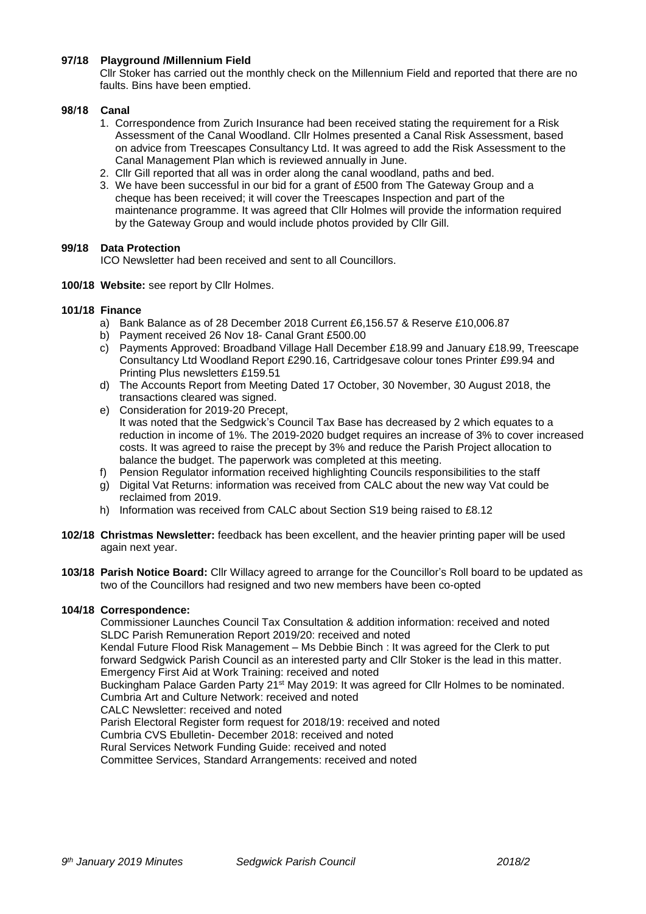**97/18 Playground /Millennium Field**

Cllr Stoker has carried out the monthly check on the Millennium Field and reported that there are no faults. Bins have been emptied.

**98/18 Canal**

1. Correspondence from Zurich Insurance had been received stating the requirement for a Risk Assessment of the Canal Woodland. Cllr Holmes presented a Canal Risk Assessment, based on advice from Treescapes Consultancy Ltd. It was agreed to add the Risk Assessment to the Canal Management Plan which is reviewed annually in June.
2. Cllr Gill reported that all was in order along the canal woodland, paths and bed.
3. We have been successful in our bid for a grant of £500 from The Gateway Group and a cheque has been received; it will cover the Treescapes Inspection and part of the maintenance programme. It was agreed that Cllr Holmes will provide the information required by the Gateway Group and would include photos provided by Cllr Gill.

**99/18 Data Protection**

ICO Newsletter had been received and sent to all Councillors.

**100/18 Website:** see report by Cllr Holmes.

**101/18 Finance**

a) Bank Balance as of 28 December 2018 Current £6,156.57 & Reserve £10,006.87
b) Payment received 26 Nov 18- Canal Grant £500.00
c) Payments Approved: Broadband Village Hall December £18.99 and January £18.99, Treescape Consultancy Ltd Woodland Report £290.16, Cartridgesave colour tones Printer £99.94 and Printing Plus newsletters £159.51
d) The Accounts Report from Meeting Dated 17 October, 30 November, 30 August 2018, the transactions cleared was signed.
e) Consideration for 2019-20 Precept,
It was noted that the Sedgwick's Council Tax Base has decreased by 2 which equates to a reduction in income of 1%. The 2019-2020 budget requires an increase of 3% to cover increased costs. It was agreed to raise the precept by 3% and reduce the Parish Project allocation to balance the budget. The paperwork was completed at this meeting.
f) Pension Regulator information received highlighting Councils responsibilities to the staff
g) Digital Vat Returns: information was received from CALC about the new way Vat could be reclaimed from 2019.
h) Information was received from CALC about Section S19 being raised to £8.12

**102/18 Christmas Newsletter:** feedback has been excellent, and the heavier printing paper will be used again next year.

**103/18 Parish Notice Board:** Cllr Willacy agreed to arrange for the Councillor's Roll board to be updated as two of the Councillors had resigned and two new members have been co-opted

**104/18 Correspondence:**

Commissioner Launches Council Tax Consultation & addition information: received and noted
SLDC Parish Remuneration Report 2019/20: received and noted
Kendal Future Flood Risk Management – Ms Debbie Binch : It was agreed for the Clerk to put forward Sedgwick Parish Council as an interested party and Cllr Stoker is the lead in this matter.
Emergency First Aid at Work Training: received and noted
Buckingham Palace Garden Party 21st May 2019: It was agreed for Cllr Holmes to be nominated.
Cumbria Art and Culture Network: received and noted
CALC Newsletter: received and noted
Parish Electoral Register form request for 2018/19: received and noted
Cumbria CVS Ebulletin- December 2018: received and noted
Rural Services Network Funding Guide: received and noted
Committee Services, Standard Arrangements: received and noted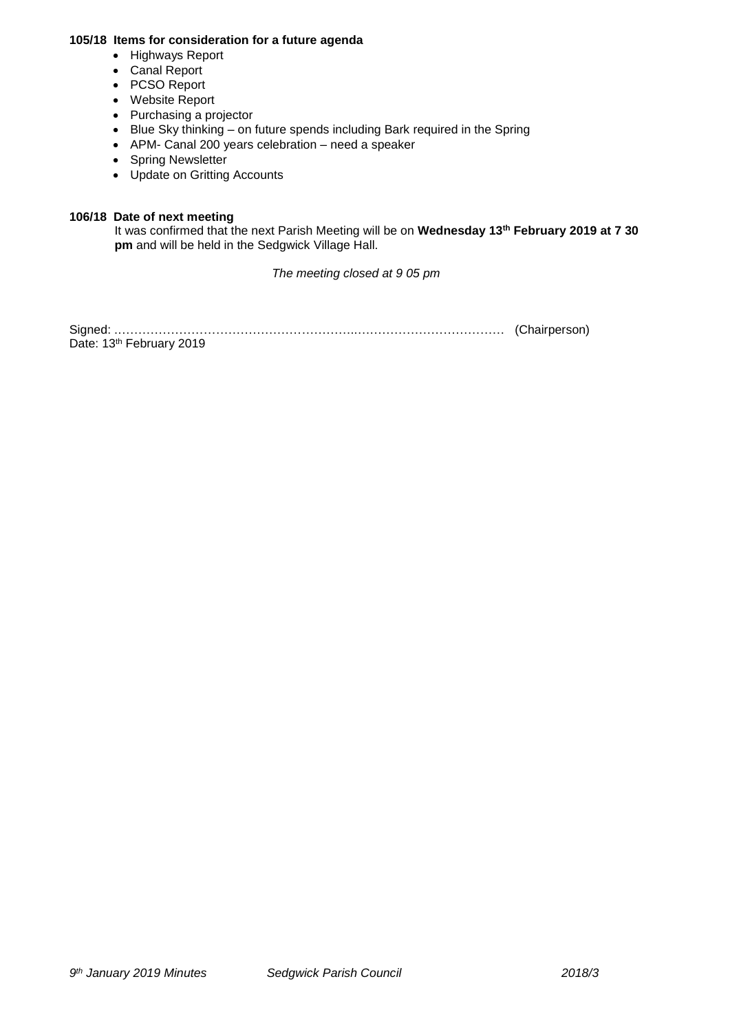**105/18 Items for consideration for a future agenda**

- Highways Report
- Canal Report
- PCSO Report
- Website Report
- Purchasing a projector
- Blue Sky thinking – on future spends including Bark required in the Spring
- APM- Canal 200 years celebration – need a speaker
- Spring Newsletter
- Update on Gritting Accounts

**106/18 Date of next meeting**

It was confirmed that the next Parish Meeting will be on **Wednesday 13th February 2019 at 7 30 pm** and will be held in the Sedgwick Village Hall.

*The meeting closed at 9 05 pm*

Signed: …………………………………………………..……………………………… (Chairperson)
Date: 13th February 2019